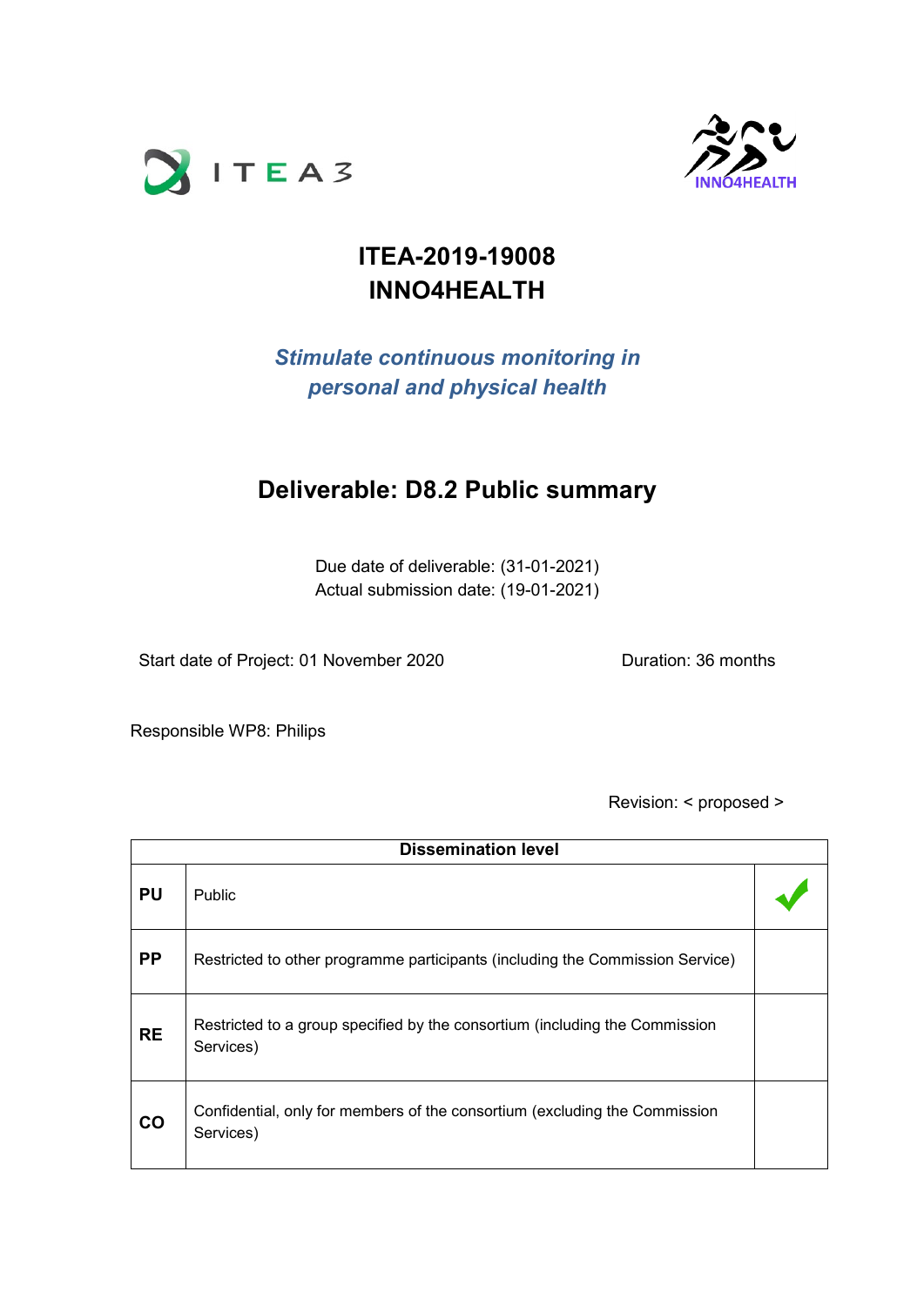# ITEA-2019-19008
# INNO4HEALTH

***Stimulate continuous monitoring in personal and physical health***

## Deliverable: D8.2 Public summary

Due date of deliverable: (31-01-2021)
Actual submission date: (19-01-2021)

Start date of Project: 01 November 2020 Duration: 36 months

Responsible WP8: Philips

Revision: < proposed >

| Dissemination level | | |
|---|---|---|
| **PU** | Public | ✔ |
| **PP** | Restricted to other programme participants (including the Commission Service) | |
| **RE** | Restricted to a group specified by the consortium (including the Commission Services) | |
| **CO** | Confidential, only for members of the consortium (excluding the Commission Services) | |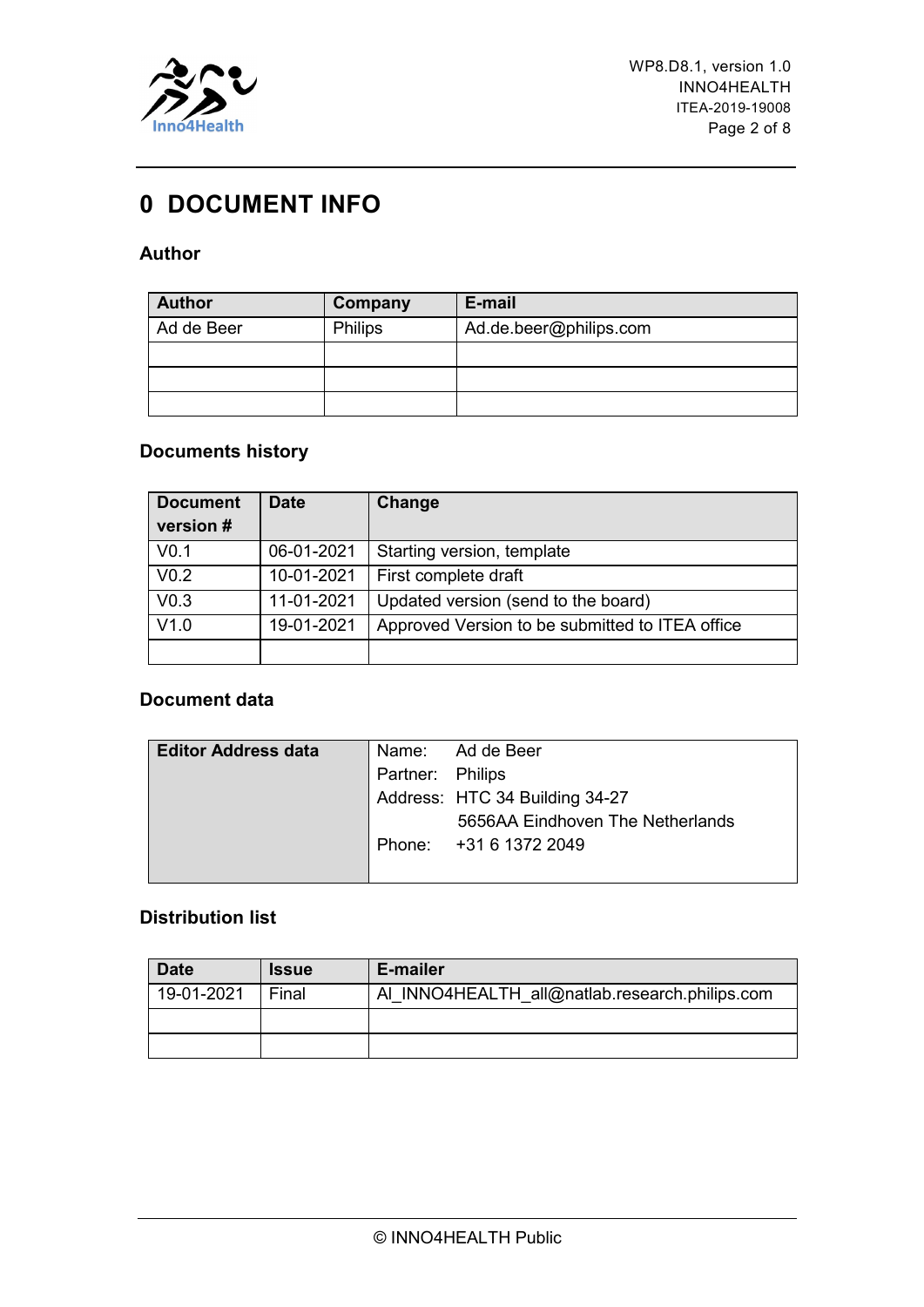# 0 DOCUMENT INFO

### Author

| Author | Company | E-mail |
|---|---|---|
| Ad de Beer | Philips | Ad.de.beer@philips.com |
| | | |
| | | |
| | | |

### Documents history

| Document version # | Date | Change |
|---|---|---|
| V0.1 | 06-01-2021 | Starting version, template |
| V0.2 | 10-01-2021 | First complete draft |
| V0.3 | 11-01-2021 | Updated version (send to the board) |
| V1.0 | 19-01-2021 | Approved Version to be submitted to ITEA office |
| | | |

### Document data

| Editor Address data | Name: Ad de Beer<br>Partner: Philips<br>Address: HTC 34 Building 34-27<br>5656AA Eindhoven The Netherlands<br>Phone: +31 6 1372 2049 |
|---|---|

### Distribution list

| Date | Issue | E-mailer |
|---|---|---|
| 19-01-2021 | Final | AI_INNO4HEALTH_all@natlab.research.philips.com |
| | | |
| | | |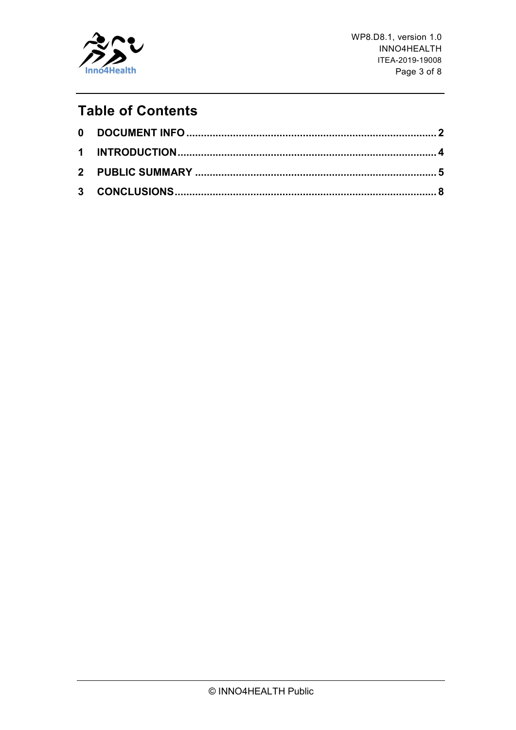## Table of Contents

| | | |
|---|---|---|
| **0** | **DOCUMENT INFO** | **2** |
| **1** | **INTRODUCTION** | **4** |
| **2** | **PUBLIC SUMMARY** | **5** |
| **3** | **CONCLUSIONS** | **8** |

© INNO4HEALTH Public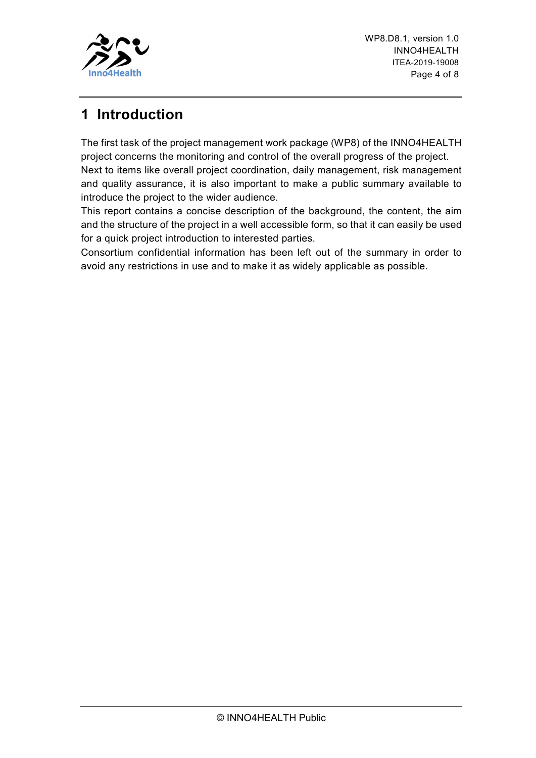# 1 Introduction

The first task of the project management work package (WP8) of the INNO4HEALTH project concerns the monitoring and control of the overall progress of the project.
Next to items like overall project coordination, daily management, risk management and quality assurance, it is also important to make a public summary available to introduce the project to the wider audience.
This report contains a concise description of the background, the content, the aim and the structure of the project in a well accessible form, so that it can easily be used for a quick project introduction to interested parties.
Consortium confidential information has been left out of the summary in order to avoid any restrictions in use and to make it as widely applicable as possible.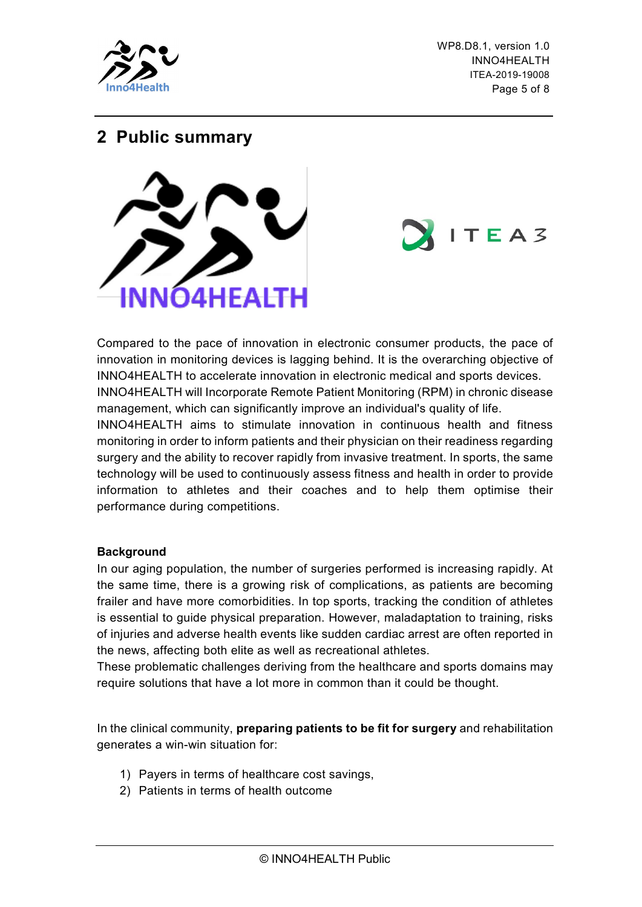## 2 Public summary

Compared to the pace of innovation in electronic consumer products, the pace of innovation in monitoring devices is lagging behind. It is the overarching objective of INNO4HEALTH to accelerate innovation in electronic medical and sports devices. INNO4HEALTH will Incorporate Remote Patient Monitoring (RPM) in chronic disease management, which can significantly improve an individual's quality of life. INNO4HEALTH aims to stimulate innovation in continuous health and fitness monitoring in order to inform patients and their physician on their readiness regarding surgery and the ability to recover rapidly from invasive treatment. In sports, the same technology will be used to continuously assess fitness and health in order to provide information to athletes and their coaches and to help them optimise their performance during competitions.

**Background**

In our aging population, the number of surgeries performed is increasing rapidly. At the same time, there is a growing risk of complications, as patients are becoming frailer and have more comorbidities. In top sports, tracking the condition of athletes is essential to guide physical preparation. However, maladaptation to training, risks of injuries and adverse health events like sudden cardiac arrest are often reported in the news, affecting both elite as well as recreational athletes.
These problematic challenges deriving from the healthcare and sports domains may require solutions that have a lot more in common than it could be thought.

In the clinical community, **preparing patients to be fit for surgery** and rehabilitation generates a win-win situation for:

1) Payers in terms of healthcare cost savings,
2) Patients in terms of health outcome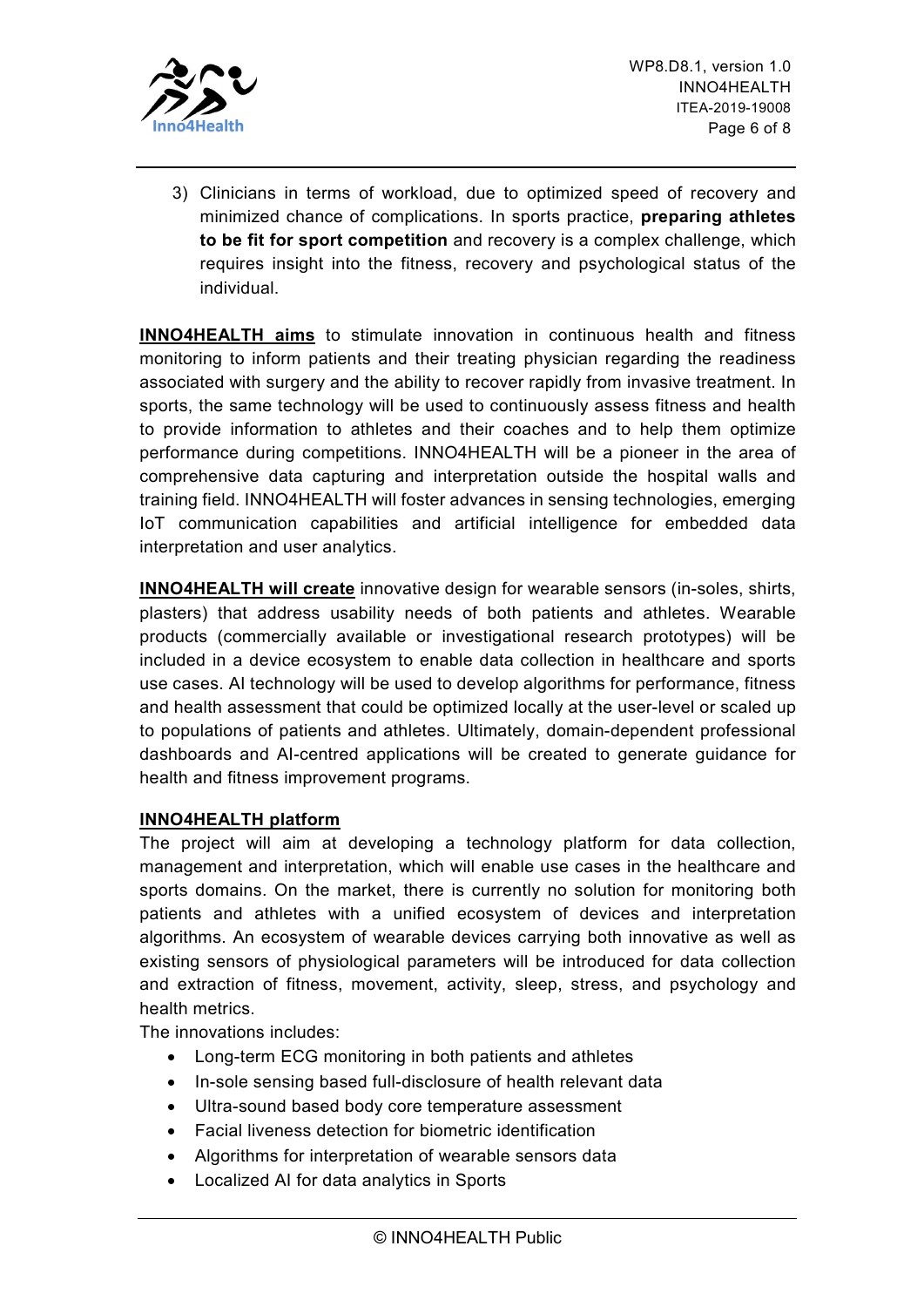3) Clinicians in terms of workload, due to optimized speed of recovery and minimized chance of complications. In sports practice, **preparing athletes to be fit for sport competition** and recovery is a complex challenge, which requires insight into the fitness, recovery and psychological status of the individual.

**INNO4HEALTH aims** to stimulate innovation in continuous health and fitness monitoring to inform patients and their treating physician regarding the readiness associated with surgery and the ability to recover rapidly from invasive treatment. In sports, the same technology will be used to continuously assess fitness and health to provide information to athletes and their coaches and to help them optimize performance during competitions. INNO4HEALTH will be a pioneer in the area of comprehensive data capturing and interpretation outside the hospital walls and training field. INNO4HEALTH will foster advances in sensing technologies, emerging IoT communication capabilities and artificial intelligence for embedded data interpretation and user analytics.

**INNO4HEALTH will create** innovative design for wearable sensors (in-soles, shirts, plasters) that address usability needs of both patients and athletes. Wearable products (commercially available or investigational research prototypes) will be included in a device ecosystem to enable data collection in healthcare and sports use cases. AI technology will be used to develop algorithms for performance, fitness and health assessment that could be optimized locally at the user-level or scaled up to populations of patients and athletes. Ultimately, domain-dependent professional dashboards and AI-centred applications will be created to generate guidance for health and fitness improvement programs.

**INNO4HEALTH platform**

The project will aim at developing a technology platform for data collection, management and interpretation, which will enable use cases in the healthcare and sports domains. On the market, there is currently no solution for monitoring both patients and athletes with a unified ecosystem of devices and interpretation algorithms. An ecosystem of wearable devices carrying both innovative as well as existing sensors of physiological parameters will be introduced for data collection and extraction of fitness, movement, activity, sleep, stress, and psychology and health metrics.

The innovations includes:

- Long-term ECG monitoring in both patients and athletes
- In-sole sensing based full-disclosure of health relevant data
- Ultra-sound based body core temperature assessment
- Facial liveness detection for biometric identification
- Algorithms for interpretation of wearable sensors data
- Localized AI for data analytics in Sports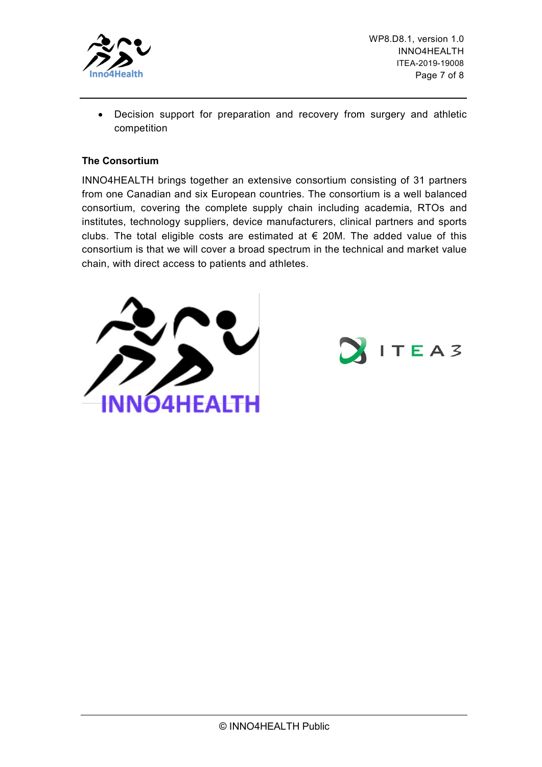- Decision support for preparation and recovery from surgery and athletic competition

**The Consortium**

INNO4HEALTH brings together an extensive consortium consisting of 31 partners from one Canadian and six European countries. The consortium is a well balanced consortium, covering the complete supply chain including academia, RTOs and institutes, technology suppliers, device manufacturers, clinical partners and sports clubs. The total eligible costs are estimated at € 20M. The added value of this consortium is that we will cover a broad spectrum in the technical and market value chain, with direct access to patients and athletes.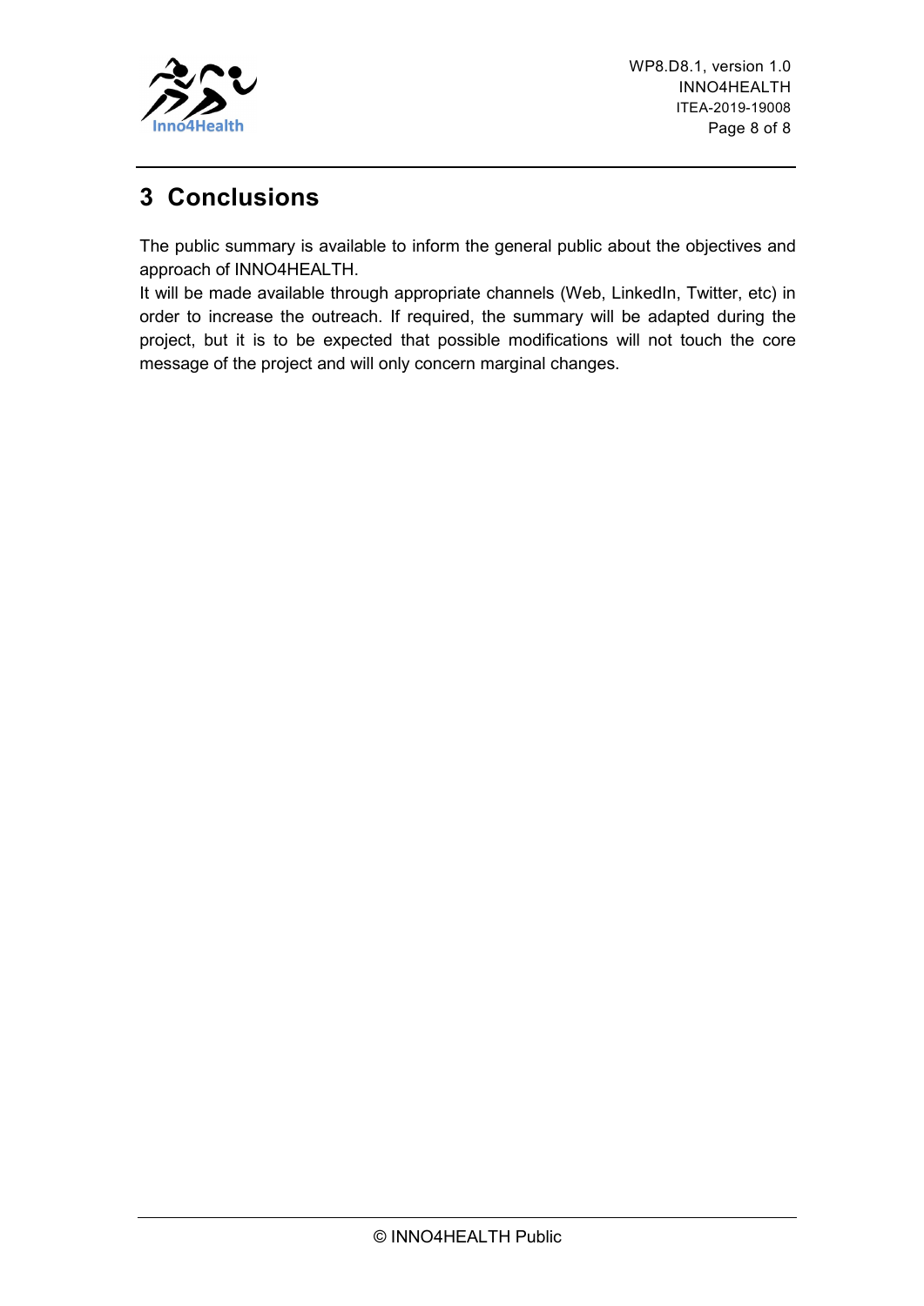# 3 Conclusions

The public summary is available to inform the general public about the objectives and approach of INNO4HEALTH.

It will be made available through appropriate channels (Web, LinkedIn, Twitter, etc) in order to increase the outreach. If required, the summary will be adapted during the project, but it is to be expected that possible modifications will not touch the core message of the project and will only concern marginal changes.